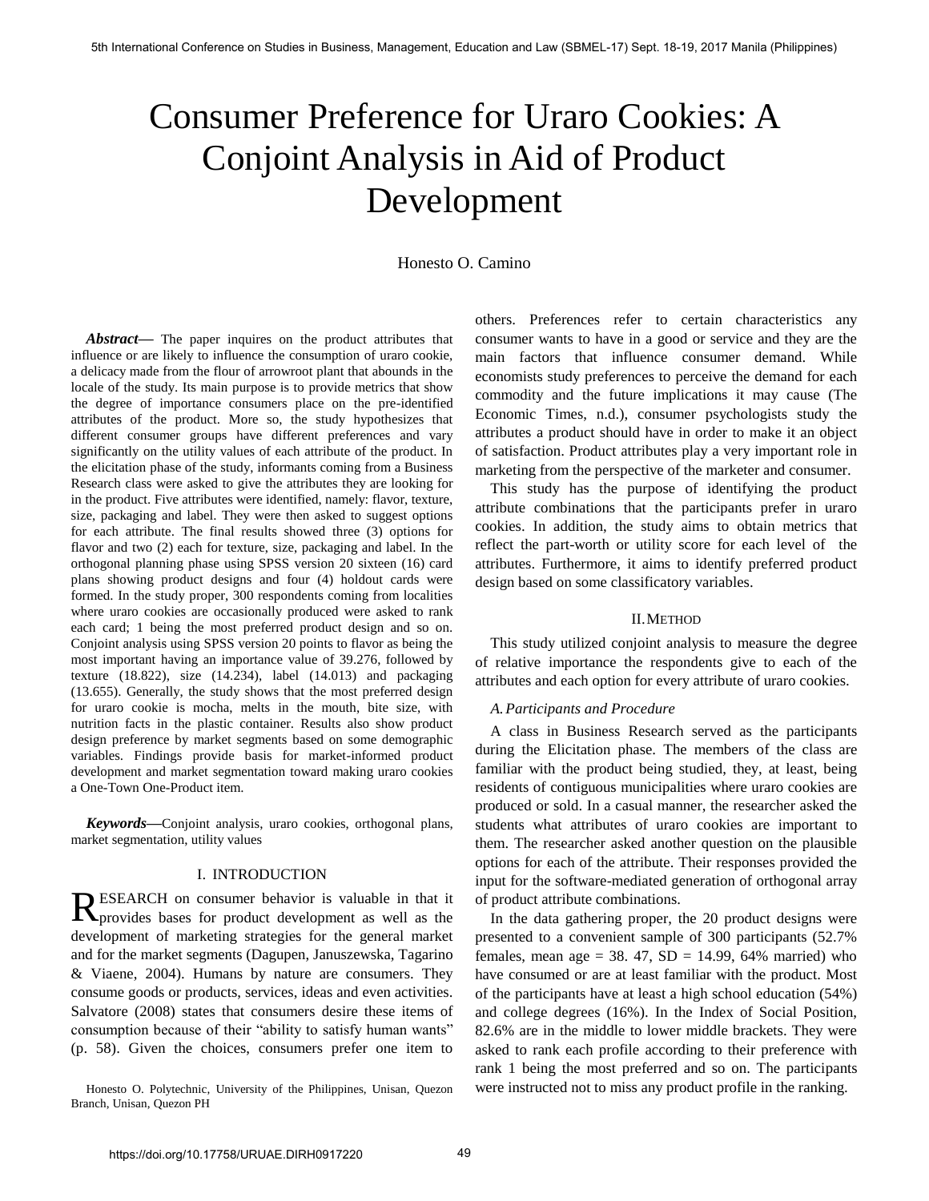# Consumer Preference for Uraro Cookies: A Conjoint Analysis in Aid of Product Development

Honesto O. Camino

***Abstract*****—** The paper inquires on the product attributes that influence or are likely to influence the consumption of uraro cookie, a delicacy made from the flour of arrowroot plant that abounds in the locale of the study. Its main purpose is to provide metrics that show the degree of importance consumers place on the pre-identified attributes of the product. More so, the study hypothesizes that different consumer groups have different preferences and vary significantly on the utility values of each attribute of the product. In the elicitation phase of the study, informants coming from a Business Research class were asked to give the attributes they are looking for in the product. Five attributes were identified, namely: flavor, texture, size, packaging and label. They were then asked to suggest options for each attribute. The final results showed three (3) options for flavor and two (2) each for texture, size, packaging and label. In the orthogonal planning phase using SPSS version 20 sixteen (16) card plans showing product designs and four (4) holdout cards were formed. In the study proper, 300 respondents coming from localities where uraro cookies are occasionally produced were asked to rank each card; 1 being the most preferred product design and so on. Conjoint analysis using SPSS version 20 points to flavor as being the most important having an importance value of 39.276, followed by texture (18.822), size (14.234), label (14.013) and packaging (13.655). Generally, the study shows that the most preferred design for uraro cookie is mocha, melts in the mouth, bite size, with nutrition facts in the plastic container. Results also show product design preference by market segments based on some demographic variables. Findings provide basis for market-informed product development and market segmentation toward making uraro cookies a One-Town One-Product item.

***Keywords*****—**Conjoint analysis, uraro cookies, orthogonal plans, market segmentation, utility values

## I. INTRODUCTION

RESEARCH on consumer behavior is valuable in that it provides bases for product development as well as the development of marketing strategies for the general market and for the market segments (Dagupen, Januszewska, Tagarino & Viaene, 2004). Humans by nature are consumers. They consume goods or products, services, ideas and even activities. Salvatore (2008) states that consumers desire these items of consumption because of their "ability to satisfy human wants" (p. 58). Given the choices, consumers prefer one item to others. Preferences refer to certain characteristics any consumer wants to have in a good or service and they are the main factors that influence consumer demand. While economists study preferences to perceive the demand for each commodity and the future implications it may cause (The Economic Times, n.d.), consumer psychologists study the attributes a product should have in order to make it an object of satisfaction. Product attributes play a very important role in marketing from the perspective of the marketer and consumer.

This study has the purpose of identifying the product attribute combinations that the participants prefer in uraro cookies. In addition, the study aims to obtain metrics that reflect the part-worth or utility score for each level of the attributes. Furthermore, it aims to identify preferred product design based on some classificatory variables.

Honesto O. Polytechnic, University of the Philippines, Unisan, Quezon Branch, Unisan, Quezon PH

## II. METHOD

This study utilized conjoint analysis to measure the degree of relative importance the respondents give to each of the attributes and each option for every attribute of uraro cookies.

### *A. Participants and Procedure*

A class in Business Research served as the participants during the Elicitation phase. The members of the class are familiar with the product being studied, they, at least, being residents of contiguous municipalities where uraro cookies are produced or sold. In a casual manner, the researcher asked the students what attributes of uraro cookies are important to them. The researcher asked another question on the plausible options for each of the attribute. Their responses provided the input for the software-mediated generation of orthogonal array of product attribute combinations.

In the data gathering proper, the 20 product designs were presented to a convenient sample of 300 participants (52.7% females, mean age = 38. 47, SD = 14.99, 64% married) who have consumed or are at least familiar with the product. Most of the participants have at least a high school education (54%) and college degrees (16%). In the Index of Social Position, 82.6% are in the middle to lower middle brackets. They were asked to rank each profile according to their preference with rank 1 being the most preferred and so on. The participants were instructed not to miss any product profile in the ranking.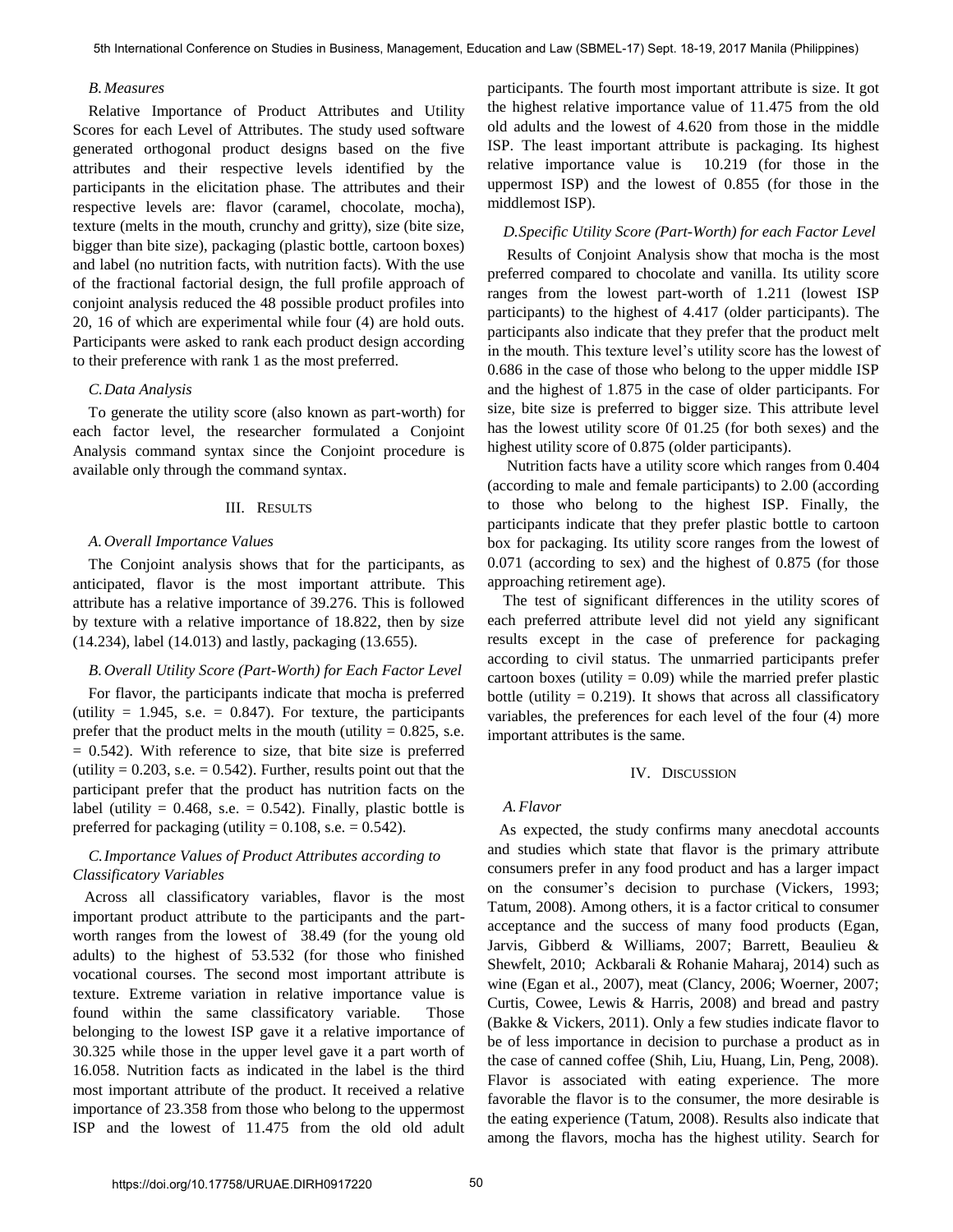### B. Measures

Relative Importance of Product Attributes and Utility Scores for each Level of Attributes. The study used software generated orthogonal product designs based on the five attributes and their respective levels identified by the participants in the elicitation phase. The attributes and their respective levels are: flavor (caramel, chocolate, mocha), texture (melts in the mouth, crunchy and gritty), size (bite size, bigger than bite size), packaging (plastic bottle, cartoon boxes) and label (no nutrition facts, with nutrition facts). With the use of the fractional factorial design, the full profile approach of conjoint analysis reduced the 48 possible product profiles into 20, 16 of which are experimental while four (4) are hold outs. Participants were asked to rank each product design according to their preference with rank 1 as the most preferred.

### C. Data Analysis

To generate the utility score (also known as part-worth) for each factor level, the researcher formulated a Conjoint Analysis command syntax since the Conjoint procedure is available only through the command syntax.

## III. Results

### A. Overall Importance Values

The Conjoint analysis shows that for the participants, as anticipated, flavor is the most important attribute. This attribute has a relative importance of 39.276. This is followed by texture with a relative importance of 18.822, then by size (14.234), label (14.013) and lastly, packaging (13.655).

### B. Overall Utility Score (Part-Worth) for Each Factor Level

For flavor, the participants indicate that mocha is preferred (utility = 1.945, s.e. = 0.847). For texture, the participants prefer that the product melts in the mouth (utility = 0.825, s.e. = 0.542). With reference to size, that bite size is preferred (utility = 0.203, s.e. = 0.542). Further, results point out that the participant prefer that the product has nutrition facts on the label (utility = 0.468, s.e. = 0.542). Finally, plastic bottle is preferred for packaging (utility = 0.108, s.e. = 0.542).

### C. Importance Values of Product Attributes according to Classificatory Variables

Across all classificatory variables, flavor is the most important product attribute to the participants and the part-worth ranges from the lowest of 38.49 (for the young old adults) to the highest of 53.532 (for those who finished vocational courses. The second most important attribute is texture. Extreme variation in relative importance value is found within the same classificatory variable. Those belonging to the lowest ISP gave it a relative importance of 30.325 while those in the upper level gave it a part worth of 16.058. Nutrition facts as indicated in the label is the third most important attribute of the product. It received a relative importance of 23.358 from those who belong to the uppermost ISP and the lowest of 11.475 from the old old adult participants. The fourth most important attribute is size. It got the highest relative importance value of 11.475 from the old old adults and the lowest of 4.620 from those in the middle ISP. The least important attribute is packaging. Its highest relative importance value is 10.219 (for those in the uppermost ISP) and the lowest of 0.855 (for those in the middlemost ISP).

### D. Specific Utility Score (Part-Worth) for each Factor Level

Results of Conjoint Analysis show that mocha is the most preferred compared to chocolate and vanilla. Its utility score ranges from the lowest part-worth of 1.211 (lowest ISP participants) to the highest of 4.417 (older participants). The participants also indicate that they prefer that the product melt in the mouth. This texture level's utility score has the lowest of 0.686 in the case of those who belong to the upper middle ISP and the highest of 1.875 in the case of older participants. For size, bite size is preferred to bigger size. This attribute level has the lowest utility score 0f 01.25 (for both sexes) and the highest utility score of 0.875 (older participants).

Nutrition facts have a utility score which ranges from 0.404 (according to male and female participants) to 2.00 (according to those who belong to the highest ISP. Finally, the participants indicate that they prefer plastic bottle to cartoon box for packaging. Its utility score ranges from the lowest of 0.071 (according to sex) and the highest of 0.875 (for those approaching retirement age).

The test of significant differences in the utility scores of each preferred attribute level did not yield any significant results except in the case of preference for packaging according to civil status. The unmarried participants prefer cartoon boxes (utility = 0.09) while the married prefer plastic bottle (utility = 0.219). It shows that across all classificatory variables, the preferences for each level of the four (4) more important attributes is the same.

## IV. Discussion

### A. Flavor

As expected, the study confirms many anecdotal accounts and studies which state that flavor is the primary attribute consumers prefer in any food product and has a larger impact on the consumer's decision to purchase (Vickers, 1993; Tatum, 2008). Among others, it is a factor critical to consumer acceptance and the success of many food products (Egan, Jarvis, Gibberd & Williams, 2007; Barrett, Beaulieu & Shewfelt, 2010; Ackbarali & Rohanie Maharaj, 2014) such as wine (Egan et al., 2007), meat (Clancy, 2006; Woerner, 2007; Curtis, Cowee, Lewis & Harris, 2008) and bread and pastry (Bakke & Vickers, 2011). Only a few studies indicate flavor to be of less importance in decision to purchase a product as in the case of canned coffee (Shih, Liu, Huang, Lin, Peng, 2008). Flavor is associated with eating experience. The more favorable the flavor is to the consumer, the more desirable is the eating experience (Tatum, 2008). Results also indicate that among the flavors, mocha has the highest utility. Search for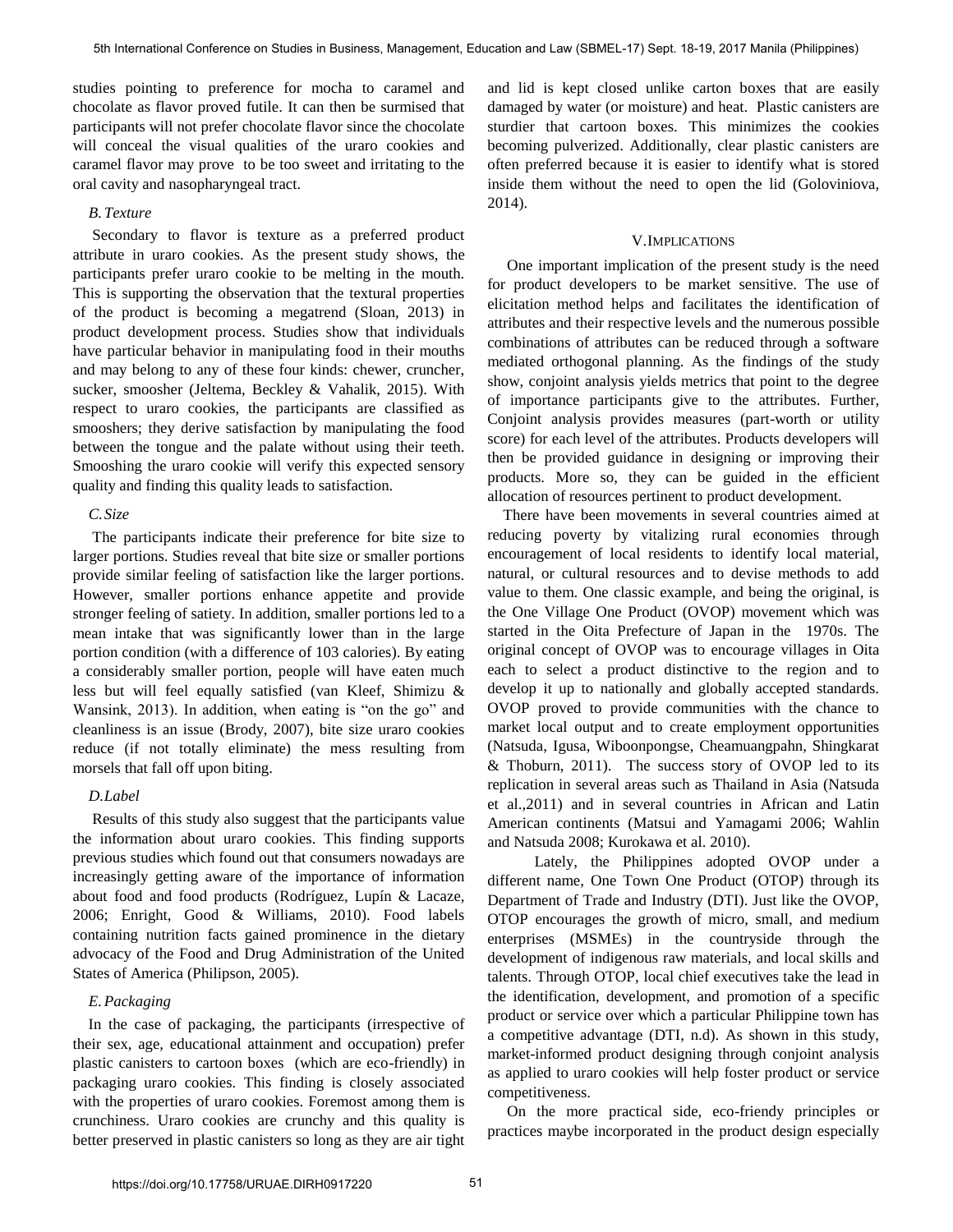studies pointing to preference for mocha to caramel and chocolate as flavor proved futile. It can then be surmised that participants will not prefer chocolate flavor since the chocolate will conceal the visual qualities of the uraro cookies and caramel flavor may prove to be too sweet and irritating to the oral cavity and nasopharyngeal tract.

### *B. Texture*

Secondary to flavor is texture as a preferred product attribute in uraro cookies. As the present study shows, the participants prefer uraro cookie to be melting in the mouth. This is supporting the observation that the textural properties of the product is becoming a megatrend (Sloan, 2013) in product development process. Studies show that individuals have particular behavior in manipulating food in their mouths and may belong to any of these four kinds: chewer, cruncher, sucker, smoosher (Jeltema, Beckley & Vahalik, 2015). With respect to uraro cookies, the participants are classified as smooshers; they derive satisfaction by manipulating the food between the tongue and the palate without using their teeth. Smooshing the uraro cookie will verify this expected sensory quality and finding this quality leads to satisfaction.

### *C. Size*

The participants indicate their preference for bite size to larger portions. Studies reveal that bite size or smaller portions provide similar feeling of satisfaction like the larger portions. However, smaller portions enhance appetite and provide stronger feeling of satiety. In addition, smaller portions led to a mean intake that was significantly lower than in the large portion condition (with a difference of 103 calories). By eating a considerably smaller portion, people will have eaten much less but will feel equally satisfied (van Kleef, Shimizu & Wansink, 2013). In addition, when eating is "on the go" and cleanliness is an issue (Brody, 2007), bite size uraro cookies reduce (if not totally eliminate) the mess resulting from morsels that fall off upon biting.

### *D. Label*

Results of this study also suggest that the participants value the information about uraro cookies. This finding supports previous studies which found out that consumers nowadays are increasingly getting aware of the importance of information about food and food products (Rodríguez, Lupín & Lacaze, 2006; Enright, Good & Williams, 2010). Food labels containing nutrition facts gained prominence in the dietary advocacy of the Food and Drug Administration of the United States of America (Philipson, 2005).

### *E. Packaging*

In the case of packaging, the participants (irrespective of their sex, age, educational attainment and occupation) prefer plastic canisters to cartoon boxes (which are eco-friendly) in packaging uraro cookies. This finding is closely associated with the properties of uraro cookies. Foremost among them is crunchiness. Uraro cookies are crunchy and this quality is better preserved in plastic canisters so long as they are air tight and lid is kept closed unlike carton boxes that are easily damaged by water (or moisture) and heat. Plastic canisters are sturdier that cartoon boxes. This minimizes the cookies becoming pulverized. Additionally, clear plastic canisters are often preferred because it is easier to identify what is stored inside them without the need to open the lid (Goloviniova, 2014).

## V. Implications

One important implication of the present study is the need for product developers to be market sensitive. The use of elicitation method helps and facilitates the identification of attributes and their respective levels and the numerous possible combinations of attributes can be reduced through a software mediated orthogonal planning. As the findings of the study show, conjoint analysis yields metrics that point to the degree of importance participants give to the attributes. Further, Conjoint analysis provides measures (part-worth or utility score) for each level of the attributes. Products developers will then be provided guidance in designing or improving their products. More so, they can be guided in the efficient allocation of resources pertinent to product development.

There have been movements in several countries aimed at reducing poverty by vitalizing rural economies through encouragement of local residents to identify local material, natural, or cultural resources and to devise methods to add value to them. One classic example, and being the original, is the One Village One Product (OVOP) movement which was started in the Oita Prefecture of Japan in the 1970s. The original concept of OVOP was to encourage villages in Oita each to select a product distinctive to the region and to develop it up to nationally and globally accepted standards. OVOP proved to provide communities with the chance to market local output and to create employment opportunities (Natsuda, Igusa, Wiboonpongse, Cheamuangpahn, Shingkarat & Thoburn, 2011). The success story of OVOP led to its replication in several areas such as Thailand in Asia (Natsuda et al.,2011) and in several countries in African and Latin American continents (Matsui and Yamagami 2006; Wahlin and Natsuda 2008; Kurokawa et al. 2010).

Lately, the Philippines adopted OVOP under a different name, One Town One Product (OTOP) through its Department of Trade and Industry (DTI). Just like the OVOP, OTOP encourages the growth of micro, small, and medium enterprises (MSMEs) in the countryside through the development of indigenous raw materials, and local skills and talents. Through OTOP, local chief executives take the lead in the identification, development, and promotion of a specific product or service over which a particular Philippine town has a competitive advantage (DTI, n.d). As shown in this study, market-informed product designing through conjoint analysis as applied to uraro cookies will help foster product or service competitiveness.

On the more practical side, eco-friendy principles or practices maybe incorporated in the product design especially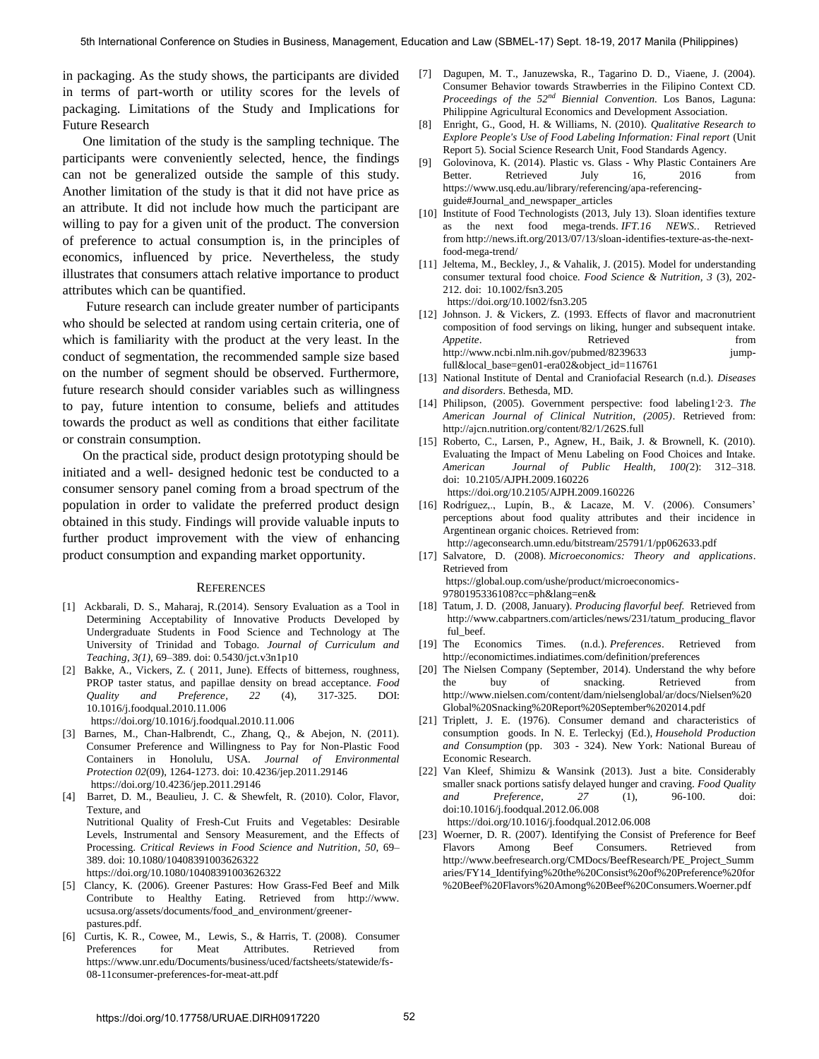in packaging. As the study shows, the participants are divided in terms of part-worth or utility scores for the levels of packaging. Limitations of the Study and Implications for Future Research

One limitation of the study is the sampling technique. The participants were conveniently selected, hence, the findings can not be generalized outside the sample of this study. Another limitation of the study is that it did not have price as an attribute. It did not include how much the participant are willing to pay for a given unit of the product. The conversion of preference to actual consumption is, in the principles of economics, influenced by price. Nevertheless, the study illustrates that consumers attach relative importance to product attributes which can be quantified.

Future research can include greater number of participants who should be selected at random using certain criteria, one of which is familiarity with the product at the very least. In the conduct of segmentation, the recommended sample size based on the number of segment should be observed. Furthermore, future research should consider variables such as willingness to pay, future intention to consume, beliefs and attitudes towards the product as well as conditions that either facilitate or constrain consumption.

On the practical side, product design prototyping should be initiated and a well- designed hedonic test be conducted to a consumer sensory panel coming from a broad spectrum of the population in order to validate the preferred product design obtained in this study. Findings will provide valuable inputs to further product improvement with the view of enhancing product consumption and expanding market opportunity.

## References

[1] Ackbarali, D. S., Maharaj, R.(2014). Sensory Evaluation as a Tool in Determining Acceptability of Innovative Products Developed by Undergraduate Students in Food Science and Technology at The University of Trinidad and Tobago. *Journal of Curriculum and Teaching, 3(1)*, 69–389. doi: 0.5430/jct.v3n1p10

[2] Bakke, A., Vickers, Z. ( 2011, June). Effects of bitterness, roughness, PROP taster status, and papillae density on bread acceptance. *Food Quality and Preference, 22* (4), 317-325. DOI: 10.1016/j.foodqual.2010.11.006 https://doi.org/10.1016/j.foodqual.2010.11.006

[3] Barnes, M., Chan-Halbrendt, C., Zhang, Q., & Abejon, N. (2011). Consumer Preference and Willingness to Pay for Non-Plastic Food Containers in Honolulu, USA. *Journal of Environmental Protection 02*(09), 1264-1273. doi: 10.4236/jep.2011.29146 https://doi.org/10.4236/jep.2011.29146

[4] Barret, D. M., Beaulieu, J. C. & Shewfelt, R. (2010). Color, Flavor, Texture, and Nutritional Quality of Fresh-Cut Fruits and Vegetables: Desirable Levels, Instrumental and Sensory Measurement, and the Effects of Processing. *Critical Reviews in Food Science and Nutrition, 50*, 69–389. doi: 10.1080/10408391003626322 https://doi.org/10.1080/10408391003626322

[5] Clancy, K. (2006). Greener Pastures: How Grass-Fed Beef and Milk Contribute to Healthy Eating. Retrieved from http://www.ucsusa.org/assets/documents/food_and_environment/greener-pastures.pdf.

[6] Curtis, K. R., Cowee, M., Lewis, S., & Harris, T. (2008). Consumer Preferences for Meat Attributes. Retrieved from https://www.unr.edu/Documents/business/uced/factsheets/statewide/fs-08-11consumer-preferences-for-meat-att.pdf

[7] Dagupen, M. T., Januzewska, R., Tagarino D. D., Viaene, J. (2004). Consumer Behavior towards Strawberries in the Filipino Context CD. *Proceedings of the 52nd Biennial Convention.* Los Banos, Laguna: Philippine Agricultural Economics and Development Association.

[8] Enright, G., Good, H. & Williams, N. (2010). *Qualitative Research to Explore People's Use of Food Labeling Information: Final report* (Unit Report 5). Social Science Research Unit, Food Standards Agency.

[9] Golovinova, K. (2014). Plastic vs. Glass - Why Plastic Containers Are Better. Retrieved July 16, 2016 from https://www.usq.edu.au/library/referencing/apa-referencing-guide#Journal_and_newspaper_articles

[10] Institute of Food Technologists (2013, July 13). Sloan identifies texture as the next food mega-trends. *IFT.16 NEWS.*. Retrieved from http://news.ift.org/2013/07/13/sloan-identifies-texture-as-the-next-food-mega-trend/

[11] Jeltema, M., Beckley, J., & Vahalik, J. (2015). Model for understanding consumer textural food choice. *Food Science & Nutrition, 3* (3), 202-212. doi: 10.1002/fsn3.205 https://doi.org/10.1002/fsn3.205

[12] Johnson. J. & Vickers, Z. (1993. Effects of flavor and macronutrient composition of food servings on liking, hunger and subsequent intake. *Appetite*. Retrieved from http://www.ncbi.nlm.nih.gov/pubmed/8239633 jump-full&local_base=gen01-era02&object_id=116761

[13] National Institute of Dental and Craniofacial Research (n.d.). *Diseases and disorders*. Bethesda, MD.

[14] Philipson, (2005). Government perspective: food labeling1,2,3. *The American Journal of Clinical Nutrition, (2005)*. Retrieved from: http://ajcn.nutrition.org/content/82/1/262S.full

[15] Roberto, C., Larsen, P., Agnew, H., Baik, J. & Brownell, K. (2010). Evaluating the Impact of Menu Labeling on Food Choices and Intake. *American Journal of Public Health, 100*(2): 312–318. doi: 10.2105/AJPH.2009.160226 https://doi.org/10.2105/AJPH.2009.160226

[16] Rodríguez,., Lupín, B., & Lacaze, M. V. (2006). Consumers' perceptions about food quality attributes and their incidence in Argentinean organic choices. Retrieved from: http://ageconsearch.umn.edu/bitstream/25791/1/pp062633.pdf

[17] Salvatore, D. (2008). *Microeconomics: Theory and applications*. Retrieved from https://global.oup.com/ushe/product/microeconomics-9780195336108?cc=ph&lang=en&

[18] Tatum, J. D. (2008, January). *Producing flavorful beef.* Retrieved from http://www.cabpartners.com/articles/news/231/tatum_producing_flavorful_beef.

[19] The Economics Times. (n.d.). *Preferences*. Retrieved from http://economictimes.indiatimes.com/definition/preferences

[20] The Nielsen Company (September, 2014). Understand the why before the buy of snacking. Retrieved from http://www.nielsen.com/content/dam/nielsenglobal/ar/docs/Nielsen%20Global%20Snacking%20Report%20September%202014.pdf

[21] Triplett, J. E. (1976). Consumer demand and characteristics of consumption goods. In N. E. Terleckyj (Ed.), *Household Production and Consumption* (pp. 303 - 324). New York: National Bureau of Economic Research.

[22] Van Kleef, Shimizu & Wansink (2013). Just a bite. Considerably smaller snack portions satisfy delayed hunger and craving. *Food Quality and Preference, 27* (1), 96-100. doi: doi:10.1016/j.foodqual.2012.06.008 https://doi.org/10.1016/j.foodqual.2012.06.008

[23] Woerner, D. R. (2007). Identifying the Consist of Preference for Beef Flavors Among Beef Consumers. Retrieved from http://www.beefresearch.org/CMDocs/BeefResearch/PE_Project_Summaries/FY14_Identifying%20the%20Consist%20of%20Preference%20for%20Beef%20Flavors%20Among%20Beef%20Consumers.Woerner.pdf